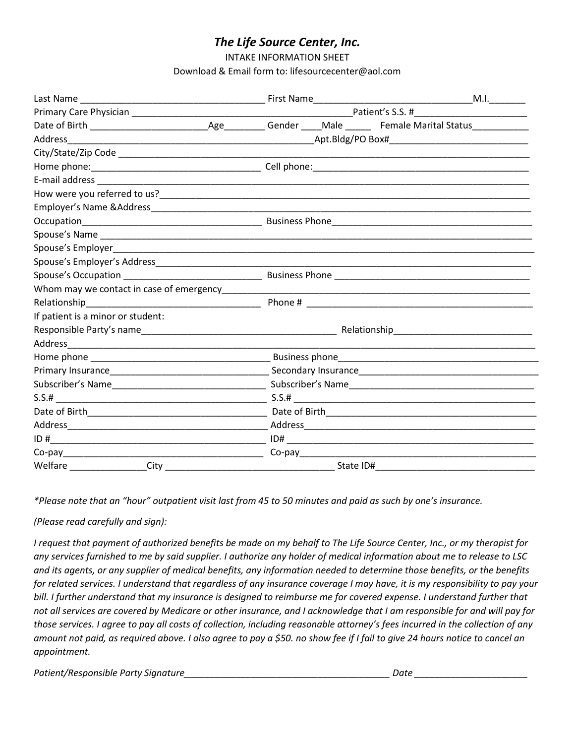# *The Life Source Center, Inc.*

INTAKE INFORMATION SHEET

Download & Email form to: lifesourcecenter@aol.com

Last Name ___________________________________ First Name______________________________M.I._______

Primary Care Physician ___________________________________________Patient's S.S. #______________________

Date of Birth ______________________Age________ Gender ____Male _____ Female Marital Status___________

Address_______________________________________________Apt.Bldg/PO Box#__________________________

City/State/Zip Code ____________________________________________________________________________

Home phone:________________________________ Cell phone:__________________________________________

E-mail address ________________________________________________________________________________

How were you referred to us?_____________________________________________________________________

Employer's Name &Address_______________________________________________________________________

Occupation___________________________________ Business Phone______________________________________

Spouse's Name ________________________________________________________________________________

Spouse's Employer_______________________________________________________________________________

Spouse's Employer's Address_______________________________________________________________________

Spouse's Occupation ___________________________ Business Phone _____________________________________

Whom may we contact in case of emergency__________________________________________________________

Relationship_________________________________ Phone # ____________________________________________

If patient is a minor or student:

Responsible Party's name______________________________________ Relationship___________________________

Address________________________________________________________________________________________

Home phone ___________________________________ Business phone_______________________________________

Primary Insurance_______________________________ Secondary Insurance___________________________________

Subscriber's Name______________________________ Subscriber's Name_____________________________________

S.S.# __________________________________________ S.S.# _______________________________________________

Date of Birth____________________________________ Date of Birth__________________________________________

Address________________________________________ Address______________________________________________

ID #___________________________________________ ID# _________________________________________________

Co-pay_________________________________________ Co-pay_______________________________________________

Welfare ______________City ________________________________ State ID#_______________________________

*\*Please note that an "hour" outpatient visit last from 45 to 50 minutes and paid as such by one's insurance.*

*(Please read carefully and sign):*

*I request that payment of authorized benefits be made on my behalf to The Life Source Center, Inc., or my therapist for any services furnished to me by said supplier. I authorize any holder of medical information about me to release to LSC and its agents, or any supplier of medical benefits, any information needed to determine those benefits, or the benefits for related services. I understand that regardless of any insurance coverage I may have, it is my responsibility to pay your bill. I further understand that my insurance is designed to reimburse me for covered expense. I understand further that not all services are covered by Medicare or other insurance, and I acknowledge that I am responsible for and will pay for those services. I agree to pay all costs of collection, including reasonable attorney's fees incurred in the collection of any amount not paid, as required above. I also agree to pay a $50. no show fee if I fail to give 24 hours notice to cancel an appointment.*

*Patient/Responsible Party Signature*________________________________________ *Date* ______________________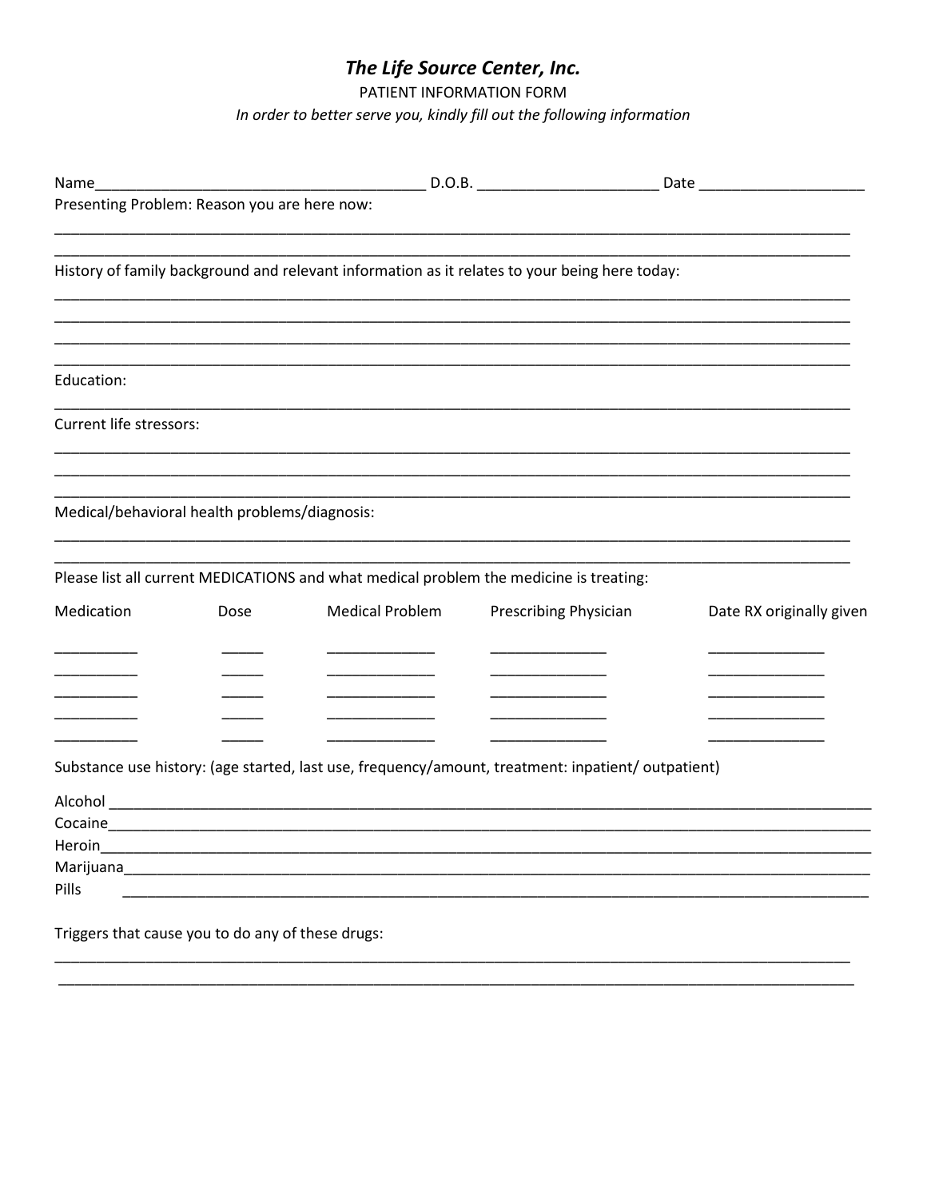## *The Life Source Center, Inc.*

PATIENT INFORMATION FORM

*In order to better serve you, kindly fill out the following information*

Name_______________________________________ D.O.B. _____________________ Date ___________________

Presenting Problem: Reason you are here now:

______________________________________________________________________________________________

______________________________________________________________________________________________

History of family background and relevant information as it relates to your being here today:

______________________________________________________________________________________________

______________________________________________________________________________________________

______________________________________________________________________________________________

______________________________________________________________________________________________

Education:

______________________________________________________________________________________________

Current life stressors:

______________________________________________________________________________________________

______________________________________________________________________________________________

______________________________________________________________________________________________

Medical/behavioral health problems/diagnosis:

______________________________________________________________________________________________

______________________________________________________________________________________________

Please list all current MEDICATIONS and what medical problem the medicine is treating:

| Medication | Dose | Medical Problem | Prescribing Physician | Date RX originally given |
|---|---|---|---|---|
| __________ | _____ | _____________ | ______________ | ______________ |
| __________ | _____ | _____________ | ______________ | ______________ |
| __________ | _____ | _____________ | ______________ | ______________ |
| __________ | _____ | _____________ | ______________ | ______________ |
| __________ | _____ | _____________ | ______________ | ______________ |

Substance use history: (age started, last use, frequency/amount, treatment: inpatient/ outpatient)

Alcohol ______________________________________________________________________________________

Cocaine______________________________________________________________________________________

Heroin_______________________________________________________________________________________

Marijuana____________________________________________________________________________________

Pills ________________________________________________________________________________________

Triggers that cause you to do any of these drugs:

______________________________________________________________________________________________

______________________________________________________________________________________________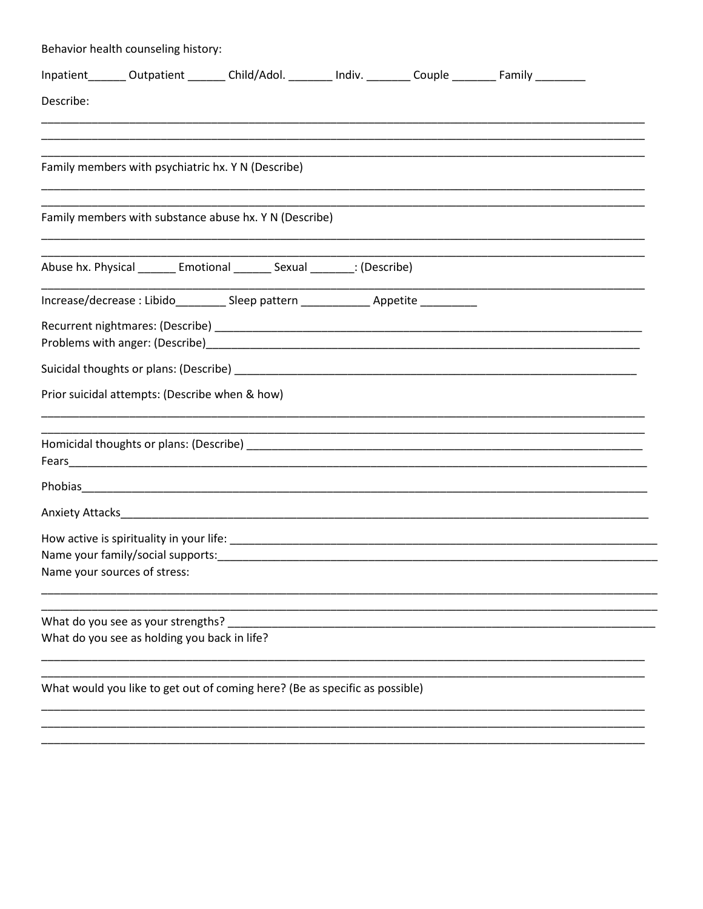Behavior health counseling history:

Inpatient______ Outpatient ______ Child/Adol. _______ Indiv. _______ Couple _______ Family ________

Describe:

_______________________________________________________________________________________________

_______________________________________________________________________________________________

_______________________________________________________________________________________________

Family members with psychiatric hx. Y N (Describe)

_______________________________________________________________________________________________

_______________________________________________________________________________________________

Family members with substance abuse hx. Y N (Describe)

_______________________________________________________________________________________________

_______________________________________________________________________________________________

Abuse hx. Physical ______ Emotional ______ Sexual _______: (Describe)

_______________________________________________________________________________________________

Increase/decrease : Libido________ Sleep pattern ___________ Appetite _________

Recurrent nightmares: (Describe) ______________________________________________________________

Problems with anger: (Describe)_______________________________________________________________

Suicidal thoughts or plans: (Describe) __________________________________________________________

Prior suicidal attempts: (Describe when & how)

_______________________________________________________________________________________________

_______________________________________________________________________________________________

Homicidal thoughts or plans: (Describe) ________________________________________________________

Fears__________________________________________________________________________________

Phobias________________________________________________________________________________

Anxiety Attacks__________________________________________________________________________

How active is spirituality in your life: ___________________________________________________________

Name your family/social supports:______________________________________________________________

Name your sources of stress:

_______________________________________________________________________________________________

_______________________________________________________________________________________________

What do you see as your strengths? ____________________________________________________________

What do you see as holding you back in life?

_______________________________________________________________________________________________

_______________________________________________________________________________________________

What would you like to get out of coming here? (Be as specific as possible)

_______________________________________________________________________________________________

_______________________________________________________________________________________________

_______________________________________________________________________________________________